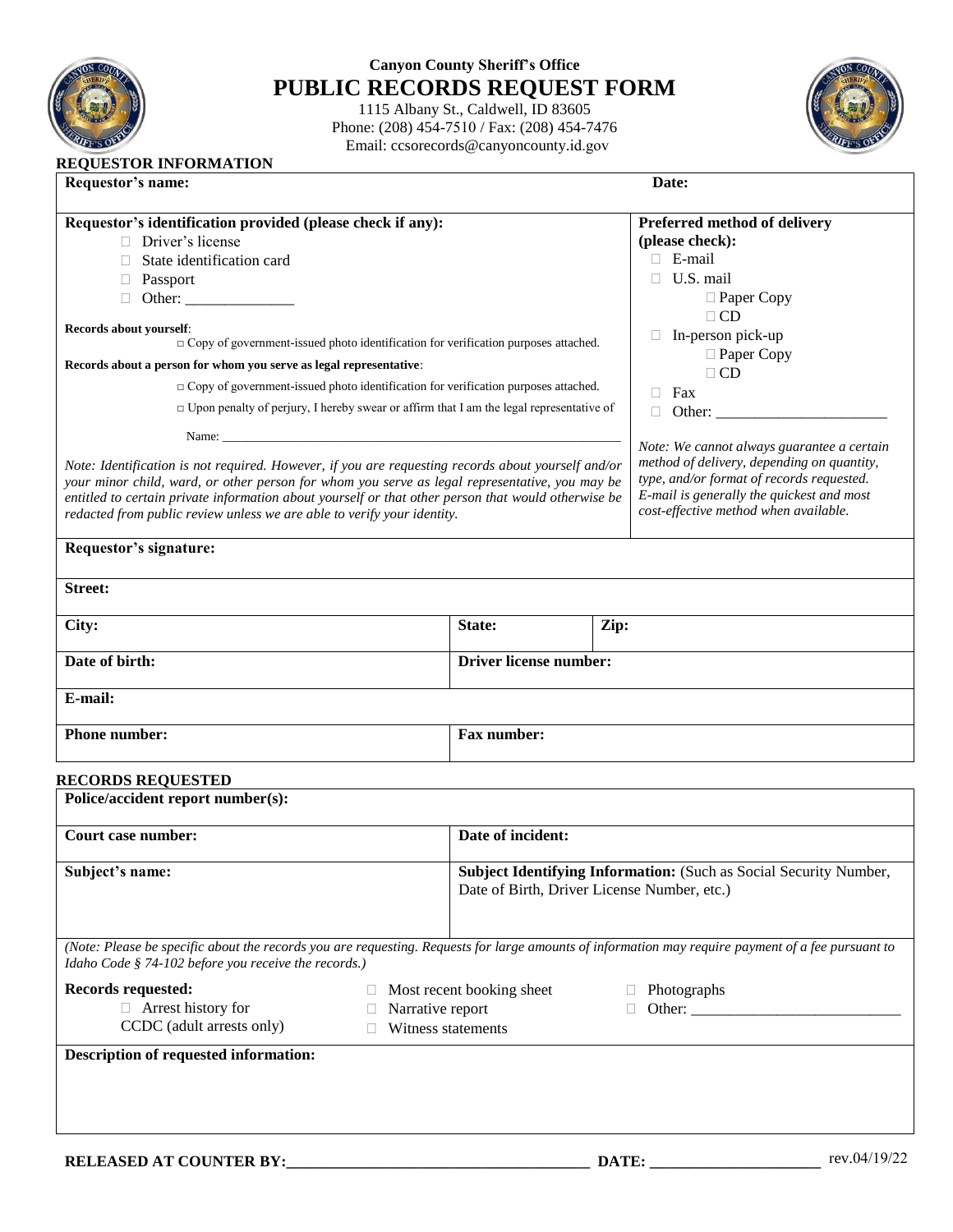**Canyon County Sheriff's Office**

# PUBLIC RECORDS REQUEST FORM

1115 Albany St., Caldwell, ID 83605
Phone: (208) 454-7510 / Fax: (208) 454-7476
Email: ccsorecords@canyoncounty.id.gov

## REQUESTOR INFORMATION

**Requestor's name:**

**Date:**

**Requestor's identification provided (please check if any):**

- ☐ Driver's license
- ☐ State identification card
- ☐ Passport
- ☐ Other: _______________

**Records about yourself**:

☐ Copy of government-issued photo identification for verification purposes attached.

**Records about a person for whom you serve as legal representative**:

☐ Copy of government-issued photo identification for verification purposes attached.

☐ Upon penalty of perjury, I hereby swear or affirm that I am the legal representative of

Name: ____________________________________________________________

*Note: Identification is not required. However, if you are requesting records about yourself and/or your minor child, ward, or other person for whom you serve as legal representative, you may be entitled to certain private information about yourself or that other person that would otherwise be redacted from public review unless we are able to verify your identity.*

**Preferred method of delivery (please check):**

- ☐ E-mail
- ☐ U.S. mail
  - ☐ Paper Copy
  - ☐ CD
- ☐ In-person pick-up
  - ☐ Paper Copy
  - ☐ CD
- ☐ Fax
- ☐ Other: _______________________

*Note: We cannot always guarantee a certain method of delivery, depending on quantity, type, and/or format of records requested. E-mail is generally the quickest and most cost-effective method when available.*

**Requestor's signature:**

**Street:**

| **City:** | **State:** | **Zip:** |
|---|---|---|
| **Date of birth:** | **Driver license number:** | |
| **E-mail:** | | |
| **Phone number:** | **Fax number:** | |

## RECORDS REQUESTED

**Police/accident report number(s):**

| **Court case number:** | **Date of incident:** |
|---|---|
| **Subject's name:** | **Subject Identifying Information:** (Such as Social Security Number, Date of Birth, Driver License Number, etc.) |

*(Note: Please be specific about the records you are requesting. Requests for large amounts of information may require payment of a fee pursuant to Idaho Code § 74-102 before you receive the records.)*

**Records requested:**

- ☐ Arrest history for CCDC (adult arrests only)
- ☐ Most recent booking sheet
- ☐ Narrative report
- ☐ Witness statements
- ☐ Photographs
- ☐ Other: ___________________________

**Description of requested information:**

**RELEASED AT COUNTER BY:**________________________________________ **DATE:** ______________________

rev.04/19/22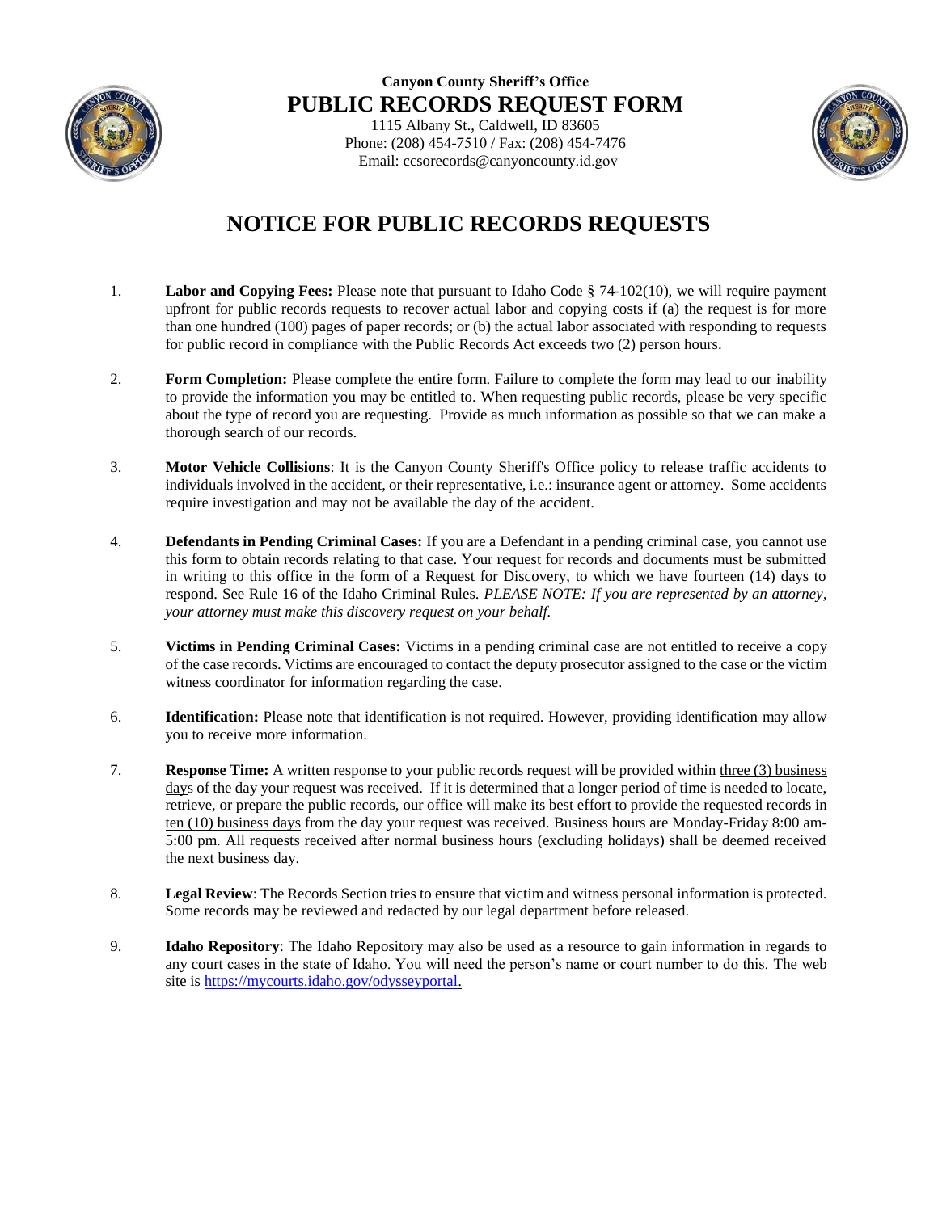**Canyon County Sheriff's Office**

# PUBLIC RECORDS REQUEST FORM

1115 Albany St., Caldwell, ID 83605
Phone: (208) 454-7510 / Fax: (208) 454-7476
Email: ccsorecords@canyoncounty.id.gov

## NOTICE FOR PUBLIC RECORDS REQUESTS

1. **Labor and Copying Fees:** Please note that pursuant to Idaho Code § 74-102(10), we will require payment upfront for public records requests to recover actual labor and copying costs if (a) the request is for more than one hundred (100) pages of paper records; or (b) the actual labor associated with responding to requests for public record in compliance with the Public Records Act exceeds two (2) person hours.

2. **Form Completion:** Please complete the entire form. Failure to complete the form may lead to our inability to provide the information you may be entitled to. When requesting public records, please be very specific about the type of record you are requesting. Provide as much information as possible so that we can make a thorough search of our records.

3. **Motor Vehicle Collisions**: It is the Canyon County Sheriff's Office policy to release traffic accidents to individuals involved in the accident, or their representative, i.e.: insurance agent or attorney. Some accidents require investigation and may not be available the day of the accident.

4. **Defendants in Pending Criminal Cases:** If you are a Defendant in a pending criminal case, you cannot use this form to obtain records relating to that case. Your request for records and documents must be submitted in writing to this office in the form of a Request for Discovery, to which we have fourteen (14) days to respond. See Rule 16 of the Idaho Criminal Rules. *PLEASE NOTE: If you are represented by an attorney, your attorney must make this discovery request on your behalf.*

5. **Victims in Pending Criminal Cases:** Victims in a pending criminal case are not entitled to receive a copy of the case records. Victims are encouraged to contact the deputy prosecutor assigned to the case or the victim witness coordinator for information regarding the case.

6. **Identification:** Please note that identification is not required. However, providing identification may allow you to receive more information.

7. **Response Time:** A written response to your public records request will be provided within three (3) business days of the day your request was received. If it is determined that a longer period of time is needed to locate, retrieve, or prepare the public records, our office will make its best effort to provide the requested records in ten (10) business days from the day your request was received. Business hours are Monday-Friday 8:00 am-5:00 pm. All requests received after normal business hours (excluding holidays) shall be deemed received the next business day.

8. **Legal Review**: The Records Section tries to ensure that victim and witness personal information is protected. Some records may be reviewed and redacted by our legal department before released.

9. **Idaho Repository**: The Idaho Repository may also be used as a resource to gain information in regards to any court cases in the state of Idaho. You will need the person's name or court number to do this. The web site is https://mycourts.idaho.gov/odysseyportal.